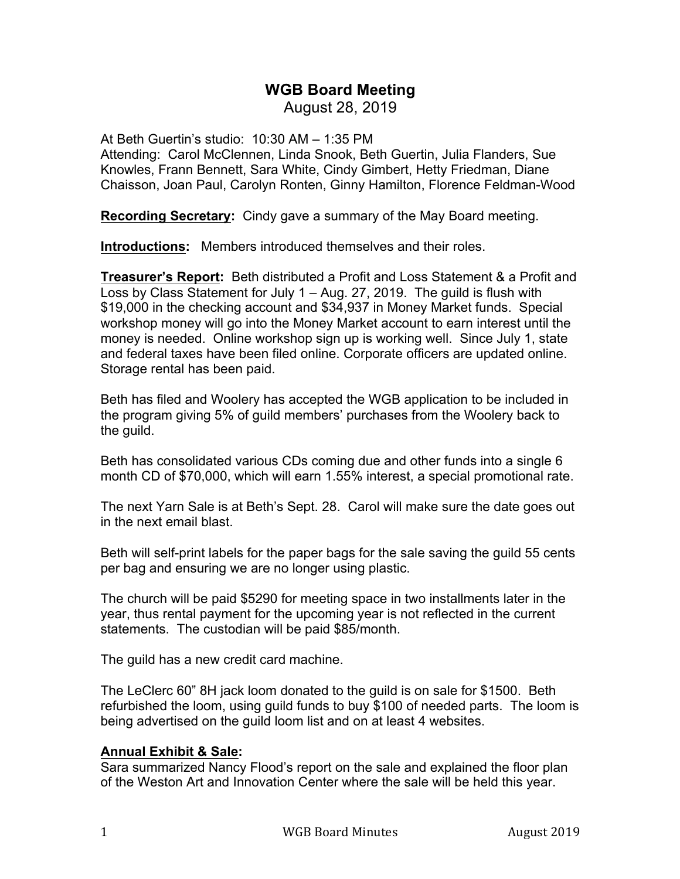# WGB Board Meeting

August 28, 2019

At Beth Guertin's studio: 10:30 AM – 1:35 PM
Attending: Carol McClennen, Linda Snook, Beth Guertin, Julia Flanders, Sue Knowles, Frann Bennett, Sara White, Cindy Gimbert, Hetty Friedman, Diane Chaisson, Joan Paul, Carolyn Ronten, Ginny Hamilton, Florence Feldman-Wood

**Recording Secretary:** Cindy gave a summary of the May Board meeting.

**Introductions:** Members introduced themselves and their roles.

**Treasurer's Report:** Beth distributed a Profit and Loss Statement & a Profit and Loss by Class Statement for July 1 – Aug. 27, 2019. The guild is flush with $19,000 in the checking account and $34,937 in Money Market funds. Special workshop money will go into the Money Market account to earn interest until the money is needed. Online workshop sign up is working well. Since July 1, state and federal taxes have been filed online. Corporate officers are updated online. Storage rental has been paid.

Beth has filed and Woolery has accepted the WGB application to be included in the program giving 5% of guild members' purchases from the Woolery back to the guild.

Beth has consolidated various CDs coming due and other funds into a single 6 month CD of $70,000, which will earn 1.55% interest, a special promotional rate.

The next Yarn Sale is at Beth's Sept. 28. Carol will make sure the date goes out in the next email blast.

Beth will self-print labels for the paper bags for the sale saving the guild 55 cents per bag and ensuring we are no longer using plastic.

The church will be paid $5290 for meeting space in two installments later in the year, thus rental payment for the upcoming year is not reflected in the current statements. The custodian will be paid $85/month.

The guild has a new credit card machine.

The LeClerc 60" 8H jack loom donated to the guild is on sale for $1500. Beth refurbished the loom, using guild funds to buy $100 of needed parts. The loom is being advertised on the guild loom list and on at least 4 websites.

**Annual Exhibit & Sale:**

Sara summarized Nancy Flood's report on the sale and explained the floor plan of the Weston Art and Innovation Center where the sale will be held this year.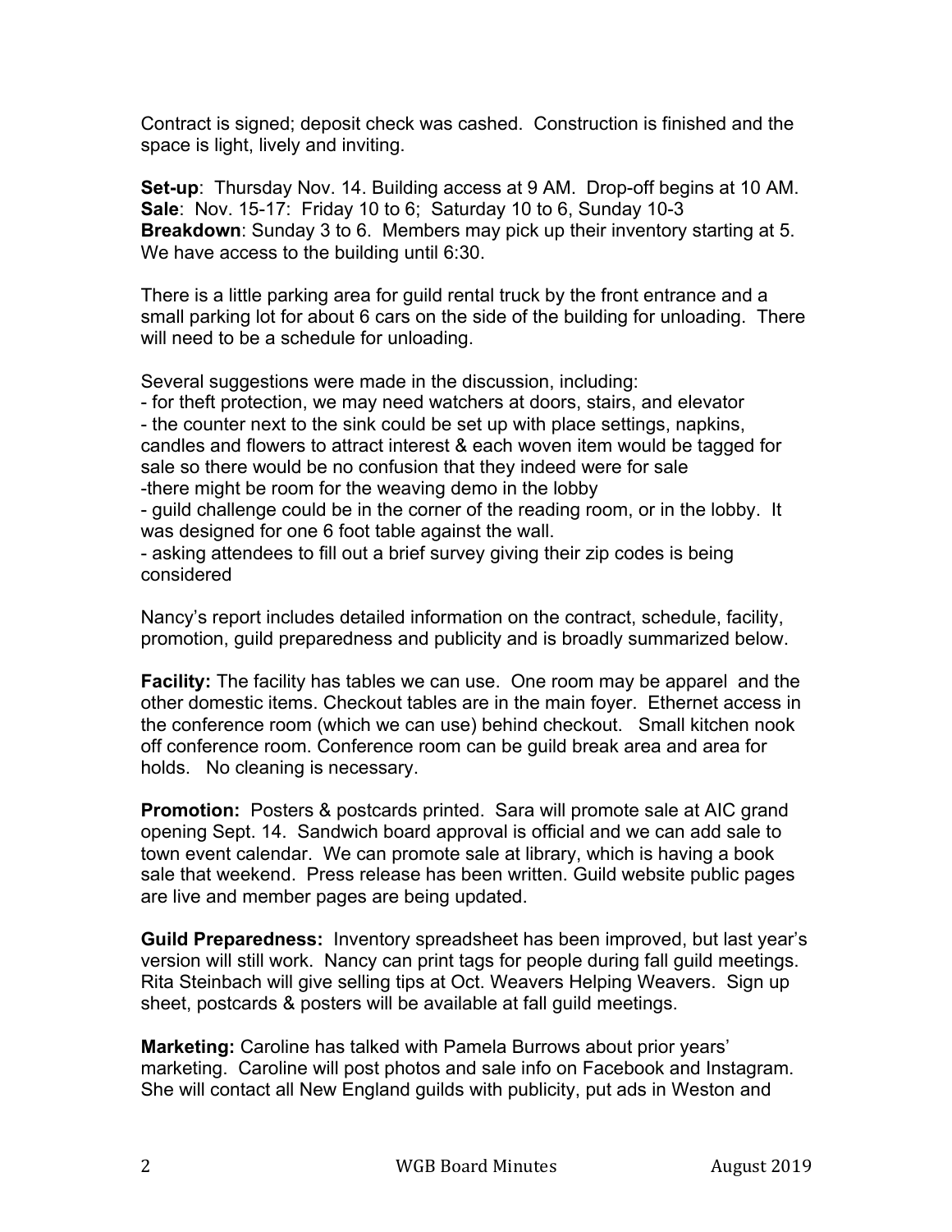Contract is signed; deposit check was cashed. Construction is finished and the space is light, lively and inviting.

**Set-up**: Thursday Nov. 14. Building access at 9 AM. Drop-off begins at 10 AM.
**Sale**: Nov. 15-17: Friday 10 to 6; Saturday 10 to 6, Sunday 10-3
**Breakdown**: Sunday 3 to 6. Members may pick up their inventory starting at 5. We have access to the building until 6:30.

There is a little parking area for guild rental truck by the front entrance and a small parking lot for about 6 cars on the side of the building for unloading. There will need to be a schedule for unloading.

Several suggestions were made in the discussion, including:
- for theft protection, we may need watchers at doors, stairs, and elevator
- the counter next to the sink could be set up with place settings, napkins, candles and flowers to attract interest & each woven item would be tagged for sale so there would be no confusion that they indeed were for sale
- there might be room for the weaving demo in the lobby
- guild challenge could be in the corner of the reading room, or in the lobby. It was designed for one 6 foot table against the wall.
- asking attendees to fill out a brief survey giving their zip codes is being considered

Nancy's report includes detailed information on the contract, schedule, facility, promotion, guild preparedness and publicity and is broadly summarized below.

**Facility:** The facility has tables we can use. One room may be apparel and the other domestic items. Checkout tables are in the main foyer. Ethernet access in the conference room (which we can use) behind checkout. Small kitchen nook off conference room. Conference room can be guild break area and area for holds. No cleaning is necessary.

**Promotion:** Posters & postcards printed. Sara will promote sale at AIC grand opening Sept. 14. Sandwich board approval is official and we can add sale to town event calendar. We can promote sale at library, which is having a book sale that weekend. Press release has been written. Guild website public pages are live and member pages are being updated.

**Guild Preparedness:** Inventory spreadsheet has been improved, but last year's version will still work. Nancy can print tags for people during fall guild meetings. Rita Steinbach will give selling tips at Oct. Weavers Helping Weavers. Sign up sheet, postcards & posters will be available at fall guild meetings.

**Marketing:** Caroline has talked with Pamela Burrows about prior years' marketing. Caroline will post photos and sale info on Facebook and Instagram. She will contact all New England guilds with publicity, put ads in Weston and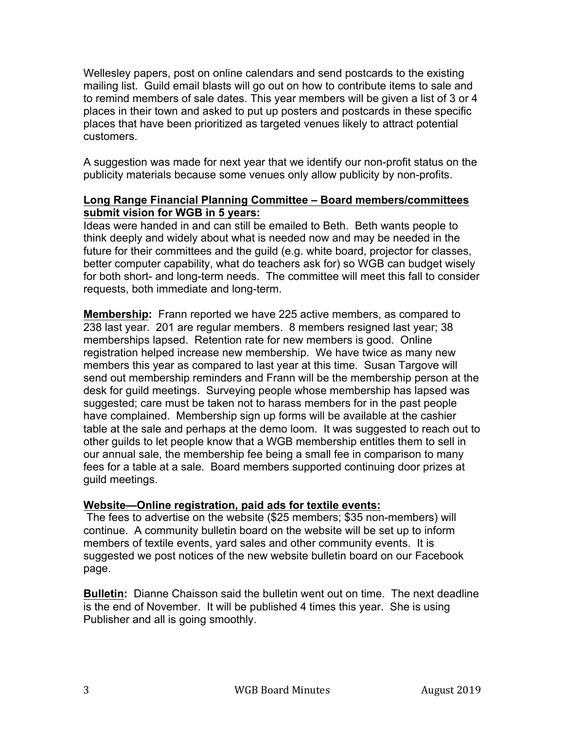Wellesley papers, post on online calendars and send postcards to the existing mailing list. Guild email blasts will go out on how to contribute items to sale and to remind members of sale dates. This year members will be given a list of 3 or 4 places in their town and asked to put up posters and postcards in these specific places that have been prioritized as targeted venues likely to attract potential customers.

A suggestion was made for next year that we identify our non-profit status on the publicity materials because some venues only allow publicity by non-profits.

**Long Range Financial Planning Committee – Board members/committees submit vision for WGB in 5 years:**
Ideas were handed in and can still be emailed to Beth. Beth wants people to think deeply and widely about what is needed now and may be needed in the future for their committees and the guild (e.g. white board, projector for classes, better computer capability, what do teachers ask for) so WGB can budget wisely for both short- and long-term needs. The committee will meet this fall to consider requests, both immediate and long-term.

**Membership:** Frann reported we have 225 active members, as compared to 238 last year. 201 are regular members. 8 members resigned last year; 38 memberships lapsed. Retention rate for new members is good. Online registration helped increase new membership. We have twice as many new members this year as compared to last year at this time. Susan Targove will send out membership reminders and Frann will be the membership person at the desk for guild meetings. Surveying people whose membership has lapsed was suggested; care must be taken not to harass members for in the past people have complained. Membership sign up forms will be available at the cashier table at the sale and perhaps at the demo loom. It was suggested to reach out to other guilds to let people know that a WGB membership entitles them to sell in our annual sale, the membership fee being a small fee in comparison to many fees for a table at a sale. Board members supported continuing door prizes at guild meetings.

**Website—Online registration, paid ads for textile events:**
The fees to advertise on the website ($25 members; $35 non-members) will continue. A community bulletin board on the website will be set up to inform members of textile events, yard sales and other community events. It is suggested we post notices of the new website bulletin board on our Facebook page.

**Bulletin:** Dianne Chaisson said the bulletin went out on time. The next deadline is the end of November. It will be published 4 times this year. She is using Publisher and all is going smoothly.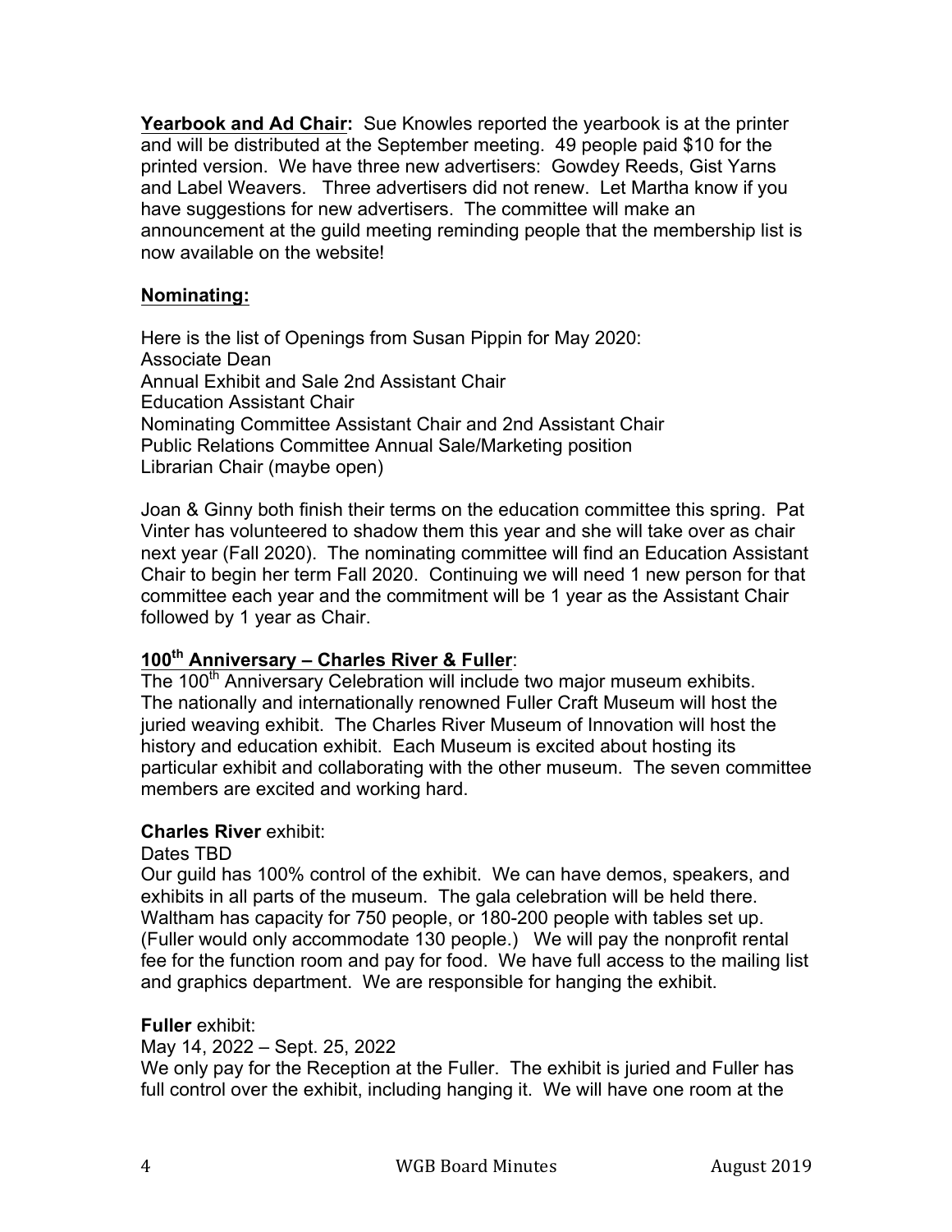**Yearbook and Ad Chair:** Sue Knowles reported the yearbook is at the printer and will be distributed at the September meeting. 49 people paid $10 for the printed version. We have three new advertisers: Gowdey Reeds, Gist Yarns and Label Weavers. Three advertisers did not renew. Let Martha know if you have suggestions for new advertisers. The committee will make an announcement at the guild meeting reminding people that the membership list is now available on the website!

**Nominating:**

Here is the list of Openings from Susan Pippin for May 2020:
Associate Dean
Annual Exhibit and Sale 2nd Assistant Chair
Education Assistant Chair
Nominating Committee Assistant Chair and 2nd Assistant Chair
Public Relations Committee Annual Sale/Marketing position
Librarian Chair (maybe open)

Joan & Ginny both finish their terms on the education committee this spring. Pat Vinter has volunteered to shadow them this year and she will take over as chair next year (Fall 2020). The nominating committee will find an Education Assistant Chair to begin her term Fall 2020. Continuing we will need 1 new person for that committee each year and the commitment will be 1 year as the Assistant Chair followed by 1 year as Chair.

**100th Anniversary – Charles River & Fuller**:

The 100th Anniversary Celebration will include two major museum exhibits. The nationally and internationally renowned Fuller Craft Museum will host the juried weaving exhibit. The Charles River Museum of Innovation will host the history and education exhibit. Each Museum is excited about hosting its particular exhibit and collaborating with the other museum. The seven committee members are excited and working hard.

**Charles River** exhibit:

Dates TBD

Our guild has 100% control of the exhibit. We can have demos, speakers, and exhibits in all parts of the museum. The gala celebration will be held there. Waltham has capacity for 750 people, or 180-200 people with tables set up. (Fuller would only accommodate 130 people.) We will pay the nonprofit rental fee for the function room and pay for food. We have full access to the mailing list and graphics department. We are responsible for hanging the exhibit.

**Fuller** exhibit:

May 14, 2022 – Sept. 25, 2022

We only pay for the Reception at the Fuller. The exhibit is juried and Fuller has full control over the exhibit, including hanging it. We will have one room at the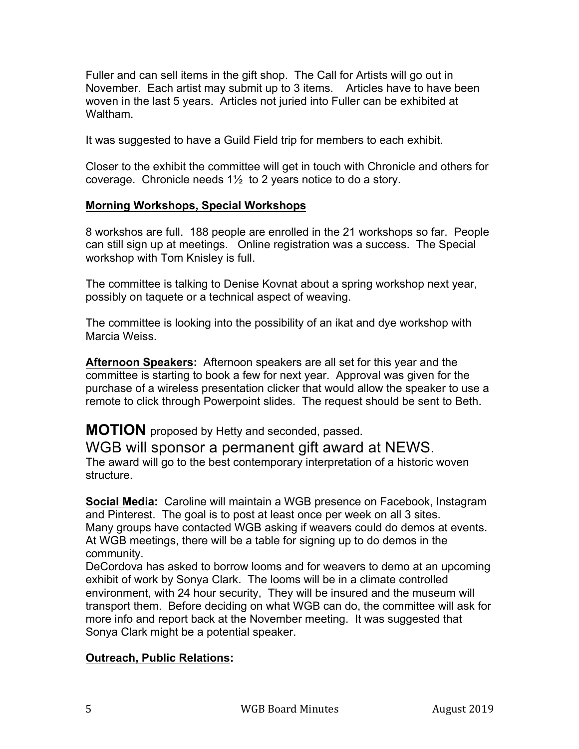Fuller and can sell items in the gift shop. The Call for Artists will go out in November. Each artist may submit up to 3 items. Articles have to have been woven in the last 5 years. Articles not juried into Fuller can be exhibited at Waltham.

It was suggested to have a Guild Field trip for members to each exhibit.

Closer to the exhibit the committee will get in touch with Chronicle and others for coverage. Chronicle needs 1½ to 2 years notice to do a story.

**Morning Workshops, Special Workshops**

8 workshos are full. 188 people are enrolled in the 21 workshops so far. People can still sign up at meetings. Online registration was a success. The Special workshop with Tom Knisley is full.

The committee is talking to Denise Kovnat about a spring workshop next year, possibly on taquete or a technical aspect of weaving.

The committee is looking into the possibility of an ikat and dye workshop with Marcia Weiss.

**Afternoon Speakers:** Afternoon speakers are all set for this year and the committee is starting to book a few for next year. Approval was given for the purchase of a wireless presentation clicker that would allow the speaker to use a remote to click through Powerpoint slides. The request should be sent to Beth.

**MOTION** proposed by Hetty and seconded, passed.

WGB will sponsor a permanent gift award at NEWS.

The award will go to the best contemporary interpretation of a historic woven structure.

**Social Media:** Caroline will maintain a WGB presence on Facebook, Instagram and Pinterest. The goal is to post at least once per week on all 3 sites.
Many groups have contacted WGB asking if weavers could do demos at events. At WGB meetings, there will be a table for signing up to do demos in the community.
DeCordova has asked to borrow looms and for weavers to demo at an upcoming exhibit of work by Sonya Clark. The looms will be in a climate controlled environment, with 24 hour security, They will be insured and the museum will transport them. Before deciding on what WGB can do, the committee will ask for more info and report back at the November meeting. It was suggested that Sonya Clark might be a potential speaker.

**Outreach, Public Relations:**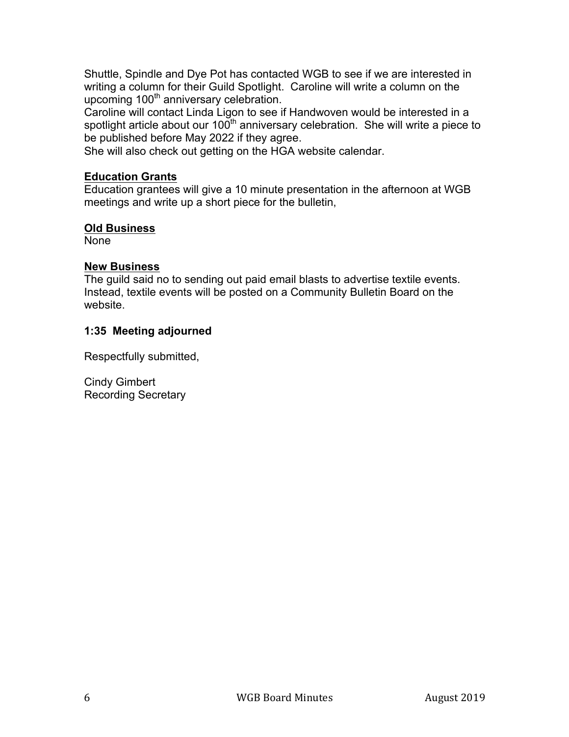Shuttle, Spindle and Dye Pot has contacted WGB to see if we are interested in writing a column for their Guild Spotlight. Caroline will write a column on the upcoming 100th anniversary celebration.

Caroline will contact Linda Ligon to see if Handwoven would be interested in a spotlight article about our 100th anniversary celebration. She will write a piece to be published before May 2022 if they agree.

She will also check out getting on the HGA website calendar.

**Education Grants**

Education grantees will give a 10 minute presentation in the afternoon at WGB meetings and write up a short piece for the bulletin,

**Old Business**

None

**New Business**

The guild said no to sending out paid email blasts to advertise textile events. Instead, textile events will be posted on a Community Bulletin Board on the website.

**1:35 Meeting adjourned**

Respectfully submitted,

Cindy Gimbert
Recording Secretary